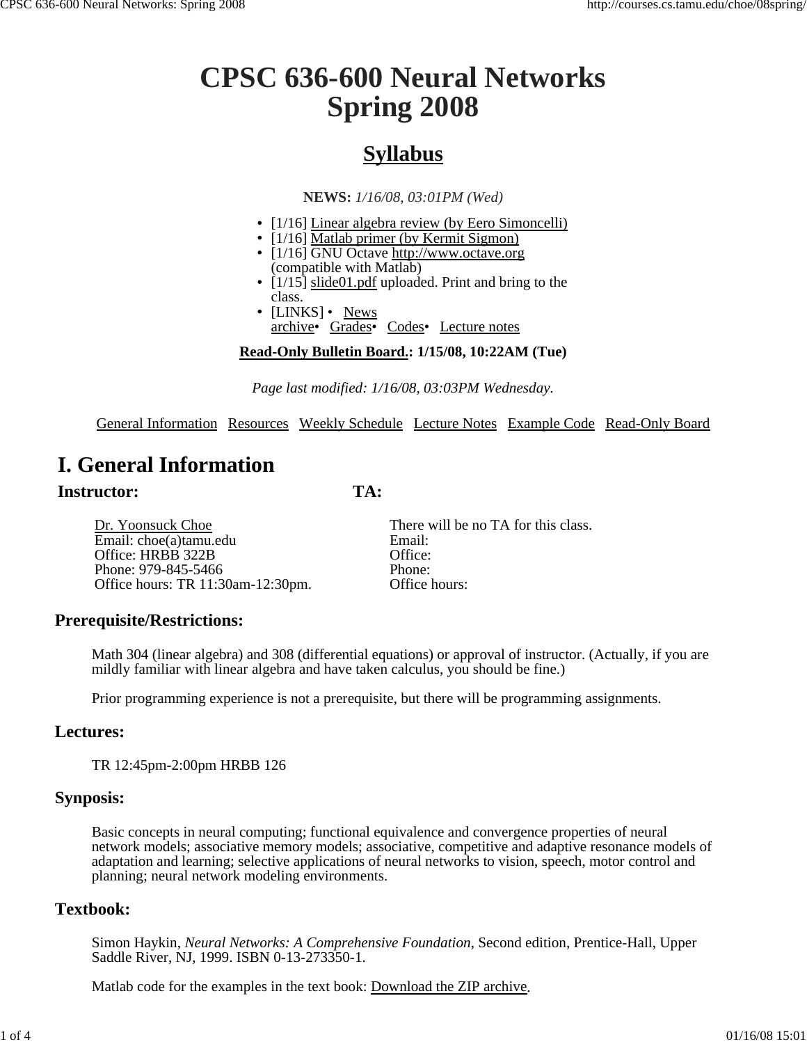# CPSC 636-600 Neural Networks Spring 2008

## Syllabus

**NEWS:** *1/16/08, 03:01PM (Wed)*

- [1/16] Linear algebra review (by Eero Simoncelli)
- [1/16] Matlab primer (by Kermit Sigmon)
- [1/16] GNU Octave http://www.octave.org (compatible with Matlab)
- [1/15] slide01.pdf uploaded. Print and bring to the class.
- [LINKS] • News archive• Grades• Codes• Lecture notes

**Read-Only Bulletin Board.: 1/15/08, 10:22AM (Tue)**

*Page last modified: 1/16/08, 03:03PM Wednesday.*

General Information Resources Weekly Schedule Lecture Notes Example Code Read-Only Board

# I. General Information

| **Instructor:** | **TA:** |
| --- | --- |
| Dr. Yoonsuck Choe | There will be no TA for this class. |
| Email: choe(a)tamu.edu | Email: |
| Office: HRBB 322B | Office: |
| Phone: 979-845-5466 | Phone: |
| Office hours: TR 11:30am-12:30pm. | Office hours: |

### Prerequisite/Restrictions:

Math 304 (linear algebra) and 308 (differential equations) or approval of instructor. (Actually, if you are mildly familiar with linear algebra and have taken calculus, you should be fine.)

Prior programming experience is not a prerequisite, but there will be programming assignments.

### Lectures:

TR 12:45pm-2:00pm HRBB 126

### Synposis:

Basic concepts in neural computing; functional equivalence and convergence properties of neural network models; associative memory models; associative, competitive and adaptive resonance models of adaptation and learning; selective applications of neural networks to vision, speech, motor control and planning; neural network modeling environments.

### Textbook:

Simon Haykin, *Neural Networks: A Comprehensive Foundation*, Second edition, Prentice-Hall, Upper Saddle River, NJ, 1999. ISBN 0-13-273350-1.

Matlab code for the examples in the text book: Download the ZIP archive.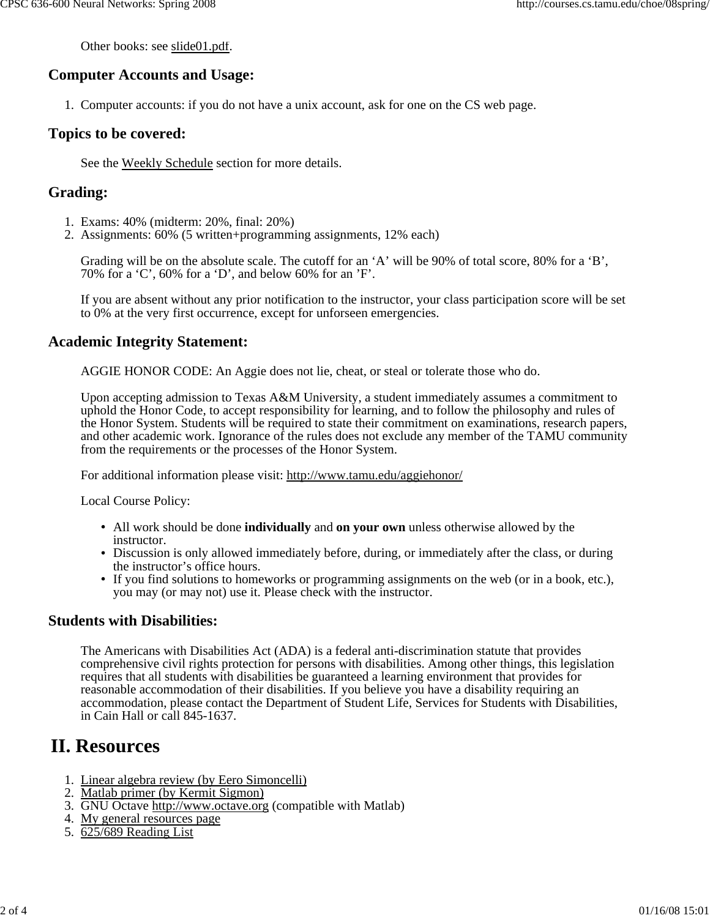Other books: see slide01.pdf.

### Computer Accounts and Usage:

1. Computer accounts: if you do not have a unix account, ask for one on the CS web page.

### Topics to be covered:

See the Weekly Schedule section for more details.

### Grading:

1. Exams: 40% (midterm: 20%, final: 20%)
2. Assignments: 60% (5 written+programming assignments, 12% each)

Grading will be on the absolute scale. The cutoff for an ‘A’ will be 90% of total score, 80% for a ‘B’, 70% for a ‘C’, 60% for a ‘D’, and below 60% for an ’F’.

If you are absent without any prior notification to the instructor, your class participation score will be set to 0% at the very first occurrence, except for unforseen emergencies.

### Academic Integrity Statement:

AGGIE HONOR CODE: An Aggie does not lie, cheat, or steal or tolerate those who do.

Upon accepting admission to Texas A&M University, a student immediately assumes a commitment to uphold the Honor Code, to accept responsibility for learning, and to follow the philosophy and rules of the Honor System. Students will be required to state their commitment on examinations, research papers, and other academic work. Ignorance of the rules does not exclude any member of the TAMU community from the requirements or the processes of the Honor System.

For additional information please visit: http://www.tamu.edu/aggiehonor/

Local Course Policy:

- All work should be done **individually** and **on your own** unless otherwise allowed by the instructor.
- Discussion is only allowed immediately before, during, or immediately after the class, or during the instructor’s office hours.
- If you find solutions to homeworks or programming assignments on the web (or in a book, etc.), you may (or may not) use it. Please check with the instructor.

### Students with Disabilities:

The Americans with Disabilities Act (ADA) is a federal anti-discrimination statute that provides comprehensive civil rights protection for persons with disabilities. Among other things, this legislation requires that all students with disabilities be guaranteed a learning environment that provides for reasonable accommodation of their disabilities. If you believe you have a disability requiring an accommodation, please contact the Department of Student Life, Services for Students with Disabilities, in Cain Hall or call 845-1637.

## II. Resources

1. Linear algebra review (by Eero Simoncelli)
2. Matlab primer (by Kermit Sigmon)
3. GNU Octave http://www.octave.org (compatible with Matlab)
4. My general resources page
5. 625/689 Reading List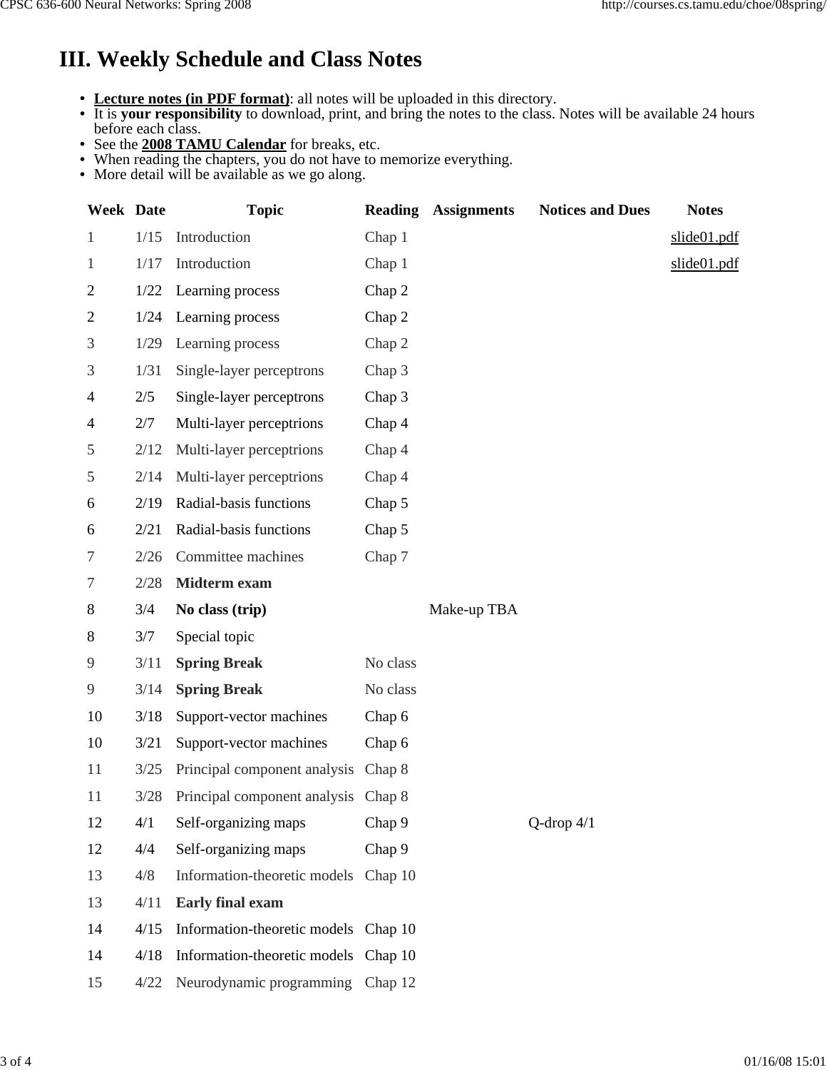# III. Weekly Schedule and Class Notes

- **Lecture notes (in PDF format)**: all notes will be uploaded in this directory.
- It is **your responsibility** to download, print, and bring the notes to the class. Notes will be available 24 hours before each class.
- See the **2008 TAMU Calendar** for breaks, etc.
- When reading the chapters, you do not have to memorize everything.
- More detail will be available as we go along.

| Week | Date | Topic | Reading | Assignments | Notices and Dues | Notes |
|---|---|---|---|---|---|---|
| 1 | 1/15 | Introduction | Chap 1 | | | slide01.pdf |
| 1 | 1/17 | Introduction | Chap 1 | | | slide01.pdf |
| 2 | 1/22 | Learning process | Chap 2 | | | |
| 2 | 1/24 | Learning process | Chap 2 | | | |
| 3 | 1/29 | Learning process | Chap 2 | | | |
| 3 | 1/31 | Single-layer perceptrons | Chap 3 | | | |
| 4 | 2/5 | Single-layer perceptrons | Chap 3 | | | |
| 4 | 2/7 | Multi-layer perceptrions | Chap 4 | | | |
| 5 | 2/12 | Multi-layer perceptrions | Chap 4 | | | |
| 5 | 2/14 | Multi-layer perceptrions | Chap 4 | | | |
| 6 | 2/19 | Radial-basis functions | Chap 5 | | | |
| 6 | 2/21 | Radial-basis functions | Chap 5 | | | |
| 7 | 2/26 | Committee machines | Chap 7 | | | |
| 7 | 2/28 | **Midterm exam** | | | | |
| 8 | 3/4 | **No class (trip)** | | Make-up TBA | | |
| 8 | 3/7 | Special topic | | | | |
| 9 | 3/11 | **Spring Break** | No class | | | |
| 9 | 3/14 | **Spring Break** | No class | | | |
| 10 | 3/18 | Support-vector machines | Chap 6 | | | |
| 10 | 3/21 | Support-vector machines | Chap 6 | | | |
| 11 | 3/25 | Principal component analysis | Chap 8 | | | |
| 11 | 3/28 | Principal component analysis | Chap 8 | | | |
| 12 | 4/1 | Self-organizing maps | Chap 9 | | Q-drop 4/1 | |
| 12 | 4/4 | Self-organizing maps | Chap 9 | | | |
| 13 | 4/8 | Information-theoretic models | Chap 10 | | | |
| 13 | 4/11 | **Early final exam** | | | | |
| 14 | 4/15 | Information-theoretic models | Chap 10 | | | |
| 14 | 4/18 | Information-theoretic models | Chap 10 | | | |
| 15 | 4/22 | Neurodynamic programming | Chap 12 | | | |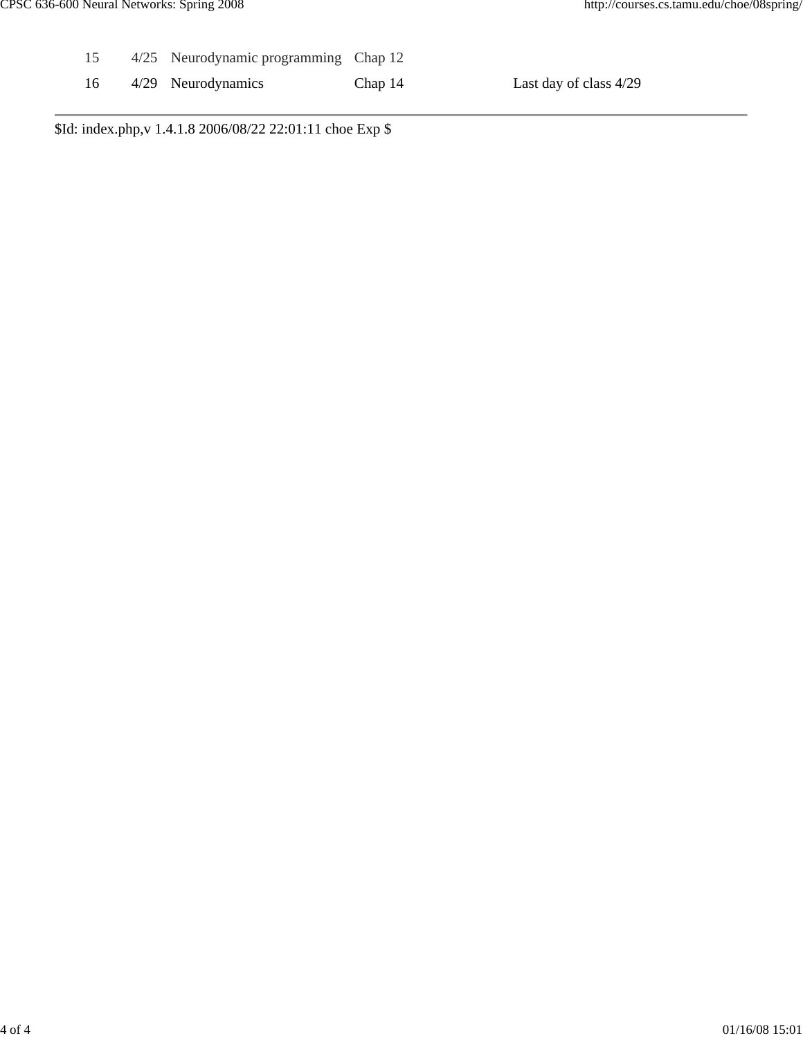| | | | | |
|---|---|---|---|---|
| 15 | 4/25 | Neurodynamic programming | Chap 12 | |
| 16 | 4/29 | Neurodynamics | Chap 14 | Last day of class 4/29 |

---

$Id: index.php,v 1.4.1.8 2006/08/22 22:01:11 choe Exp $